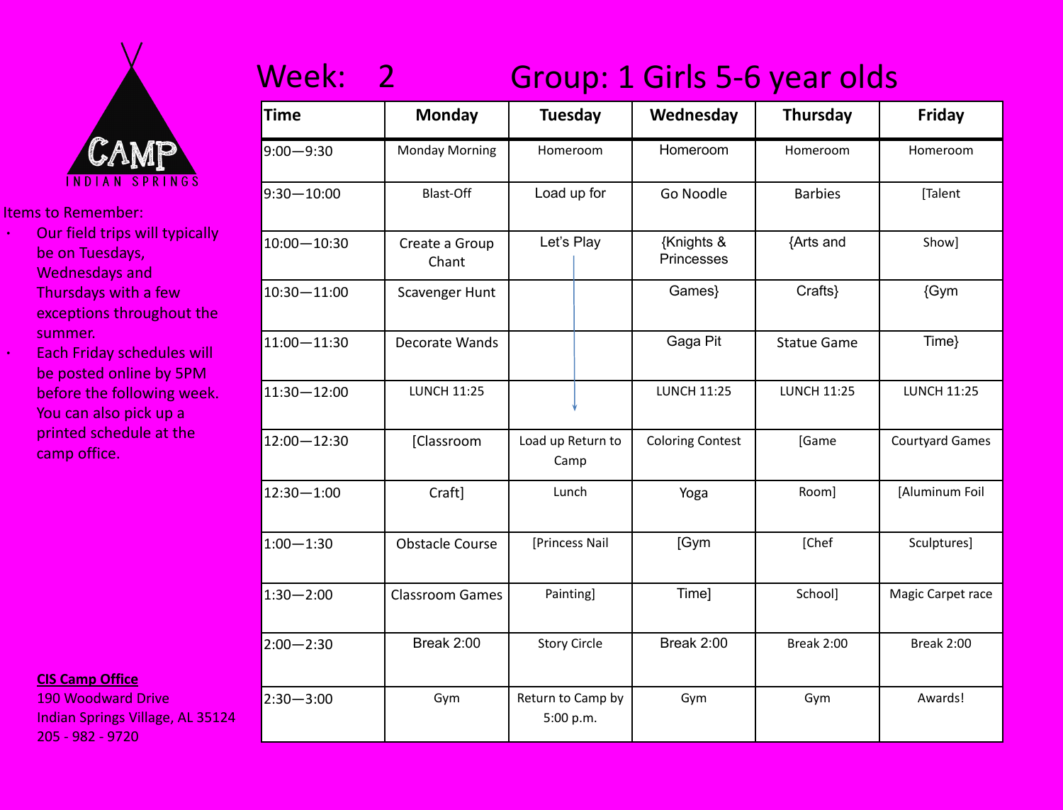CAMP
INDIAN SPRINGS

Items to Remember:

- Our field trips will typically be on Tuesdays, Wednesdays and Thursdays with a few exceptions throughout the summer.
- Each Friday schedules will be posted online by 5PM before the following week. You can also pick up a printed schedule at the camp office.

**CIS Camp Office**
190 Woodward Drive
Indian Springs Village, AL 35124
205 - 982 - 9720

# Week: 2 Group: 1 Girls 5-6 year olds

| Time | Monday | Tuesday | Wednesday | Thursday | Friday |
|---|---|---|---|---|---|
| 9:00—9:30 | Monday Morning | Homeroom | Homeroom | Homeroom | Homeroom |
| 9:30—10:00 | Blast-Off | Load up for | Go Noodle | Barbies | [Talent |
| 10:00—10:30 | Create a Group Chant | Let's Play | {Knights & Princesses | {Arts and | Show] |
| 10:30—11:00 | Scavenger Hunt | | Games} | Crafts} | {Gym |
| 11:00—11:30 | Decorate Wands | | Gaga Pit | Statue Game | Time} |
| 11:30—12:00 | LUNCH 11:25 | | LUNCH 11:25 | LUNCH 11:25 | LUNCH 11:25 |
| 12:00—12:30 | [Classroom | Load up Return to Camp | Coloring Contest | [Game | Courtyard Games |
| 12:30—1:00 | Craft] | Lunch | Yoga | Room] | [Aluminum Foil |
| 1:00—1:30 | Obstacle Course | [Princess Nail | [Gym | [Chef | Sculptures] |
| 1:30—2:00 | Classroom Games | Painting] | Time] | School] | Magic Carpet race |
| 2:00—2:30 | Break 2:00 | Story Circle | Break 2:00 | Break 2:00 | Break 2:00 |
| 2:30—3:00 | Gym | Return to Camp by 5:00 p.m. | Gym | Gym | Awards! |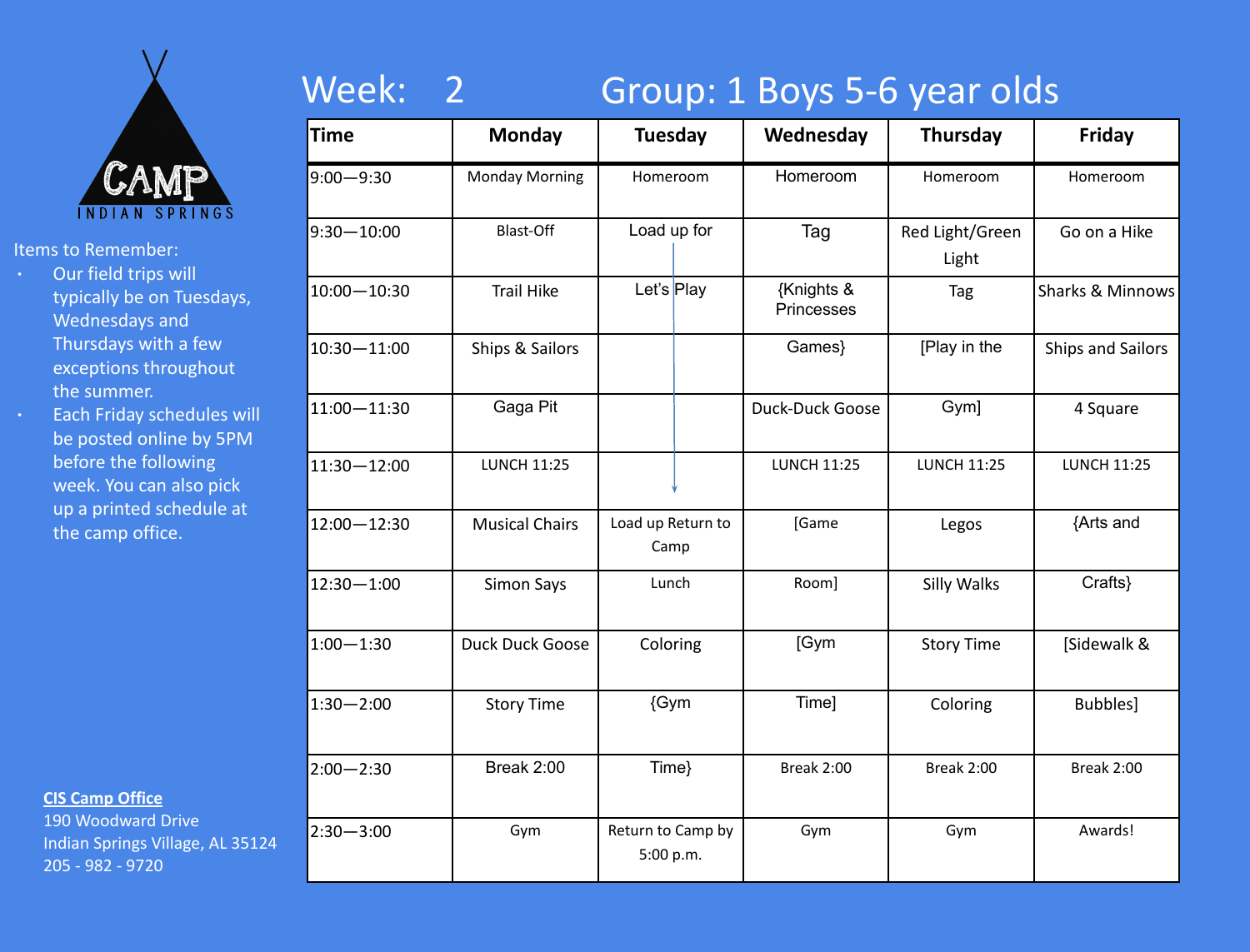CAMP
INDIAN SPRINGS

Items to Remember:

- Our field trips will typically be on Tuesdays, Wednesdays and Thursdays with a few exceptions throughout the summer.
- Each Friday schedules will be posted online by 5PM before the following week. You can also pick up a printed schedule at the camp office.

**CIS Camp Office**
190 Woodward Drive
Indian Springs Village, AL 35124
205 - 982 - 9720

# Week: 2 Group: 1 Boys 5-6 year olds

| Time | Monday | Tuesday | Wednesday | Thursday | Friday |
|---|---|---|---|---|---|
| 9:00—9:30 | Monday Morning | Homeroom | Homeroom | Homeroom | Homeroom |
| 9:30—10:00 | Blast-Off | Load up for | Tag | Red Light/Green Light | Go on a Hike |
| 10:00—10:30 | Trail Hike | Let's Play | {Knights & Princesses | Tag | Sharks & Minnows |
| 10:30—11:00 | Ships & Sailors | | Games} | [Play in the | Ships and Sailors |
| 11:00—11:30 | Gaga Pit | | Duck-Duck Goose | Gym] | 4 Square |
| 11:30—12:00 | LUNCH 11:25 | | LUNCH 11:25 | LUNCH 11:25 | LUNCH 11:25 |
| 12:00—12:30 | Musical Chairs | Load up Return to Camp | [Game | Legos | {Arts and |
| 12:30—1:00 | Simon Says | Lunch | Room] | Silly Walks | Crafts} |
| 1:00—1:30 | Duck Duck Goose | Coloring | [Gym | Story Time | [Sidewalk & |
| 1:30—2:00 | Story Time | {Gym | Time] | Coloring | Bubbles] |
| 2:00—2:30 | Break 2:00 | Time} | Break 2:00 | Break 2:00 | Break 2:00 |
| 2:30—3:00 | Gym | Return to Camp by 5:00 p.m. | Gym | Gym | Awards! |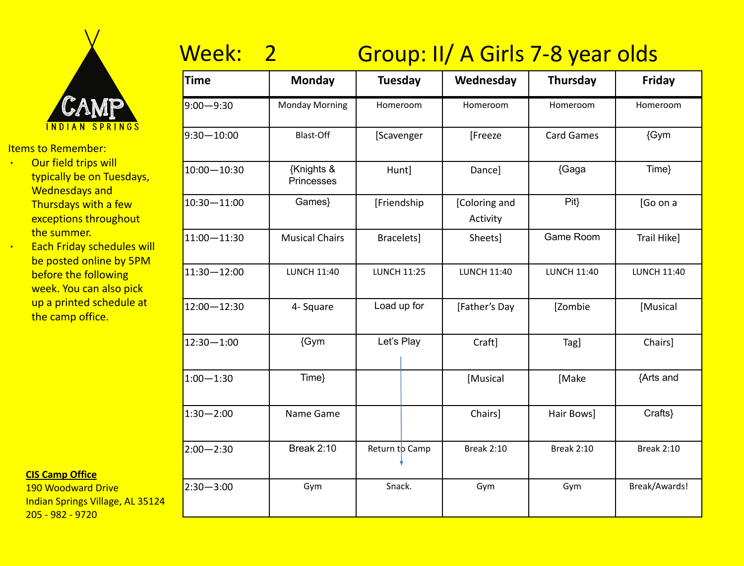CAMP
INDIAN SPRINGS

Items to Remember:

- Our field trips will typically be on Tuesdays, Wednesdays and Thursdays with a few exceptions throughout the summer.
- Each Friday schedules will be posted online by 5PM before the following week. You can also pick up a printed schedule at the camp office.

**CIS Camp Office**
190 Woodward Drive
Indian Springs Village, AL 35124
205 - 982 - 9720

# Week: 2 Group: II/ A Girls 7-8 year olds

| Time | Monday | Tuesday | Wednesday | Thursday | Friday |
|---|---|---|---|---|---|
| 9:00—9:30 | Monday Morning | Homeroom | Homeroom | Homeroom | Homeroom |
| 9:30—10:00 | Blast-Off | [Scavenger | [Freeze | Card Games | {Gym |
| 10:00—10:30 | {Knights & Princesses | Hunt] | Dance] | {Gaga | Time} |
| 10:30—11:00 | Games} | [Friendship | [Coloring and Activity | Pit} | [Go on a |
| 11:00—11:30 | Musical Chairs | Bracelets] | Sheets] | Game Room | Trail Hike] |
| 11:30—12:00 | LUNCH 11:40 | LUNCH 11:25 | LUNCH 11:40 | LUNCH 11:40 | LUNCH 11:40 |
| 12:00—12:30 | 4- Square | Load up for | [Father's Day | [Zombie | [Musical |
| 12:30—1:00 | {Gym | Let's Play | Craft] | Tag] | Chairs] |
| 1:00—1:30 | Time} | ↓ | [Musical | [Make | {Arts and |
| 1:30—2:00 | Name Game | ↓ | Chairs] | Hair Bows] | Crafts} |
| 2:00—2:30 | Break 2:10 | Return to Camp | Break 2:10 | Break 2:10 | Break 2:10 |
| 2:30—3:00 | Gym | Snack. | Gym | Gym | Break/Awards! |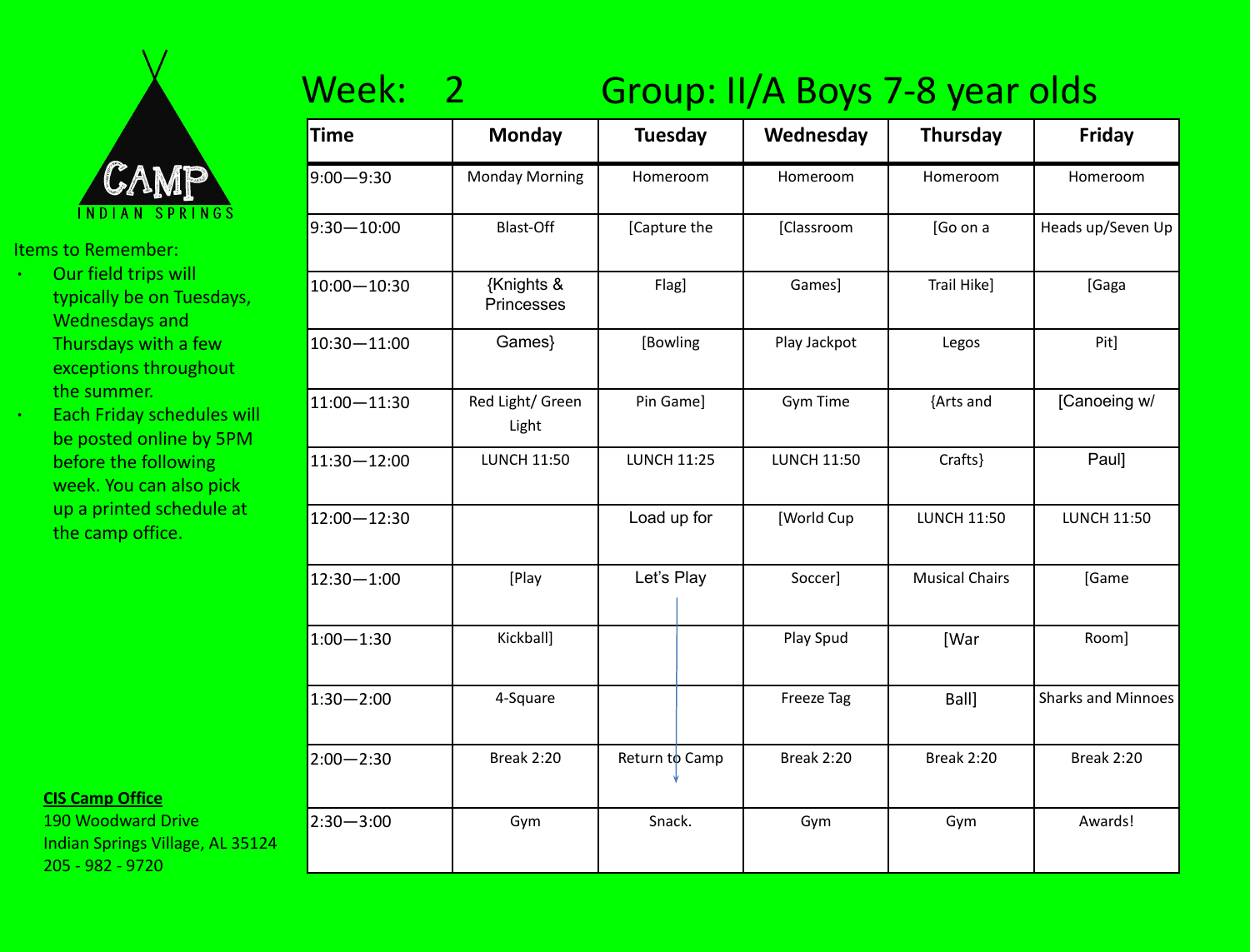CAMP
INDIAN SPRINGS

Items to Remember:

- Our field trips will typically be on Tuesdays, Wednesdays and Thursdays with a few exceptions throughout the summer.
- Each Friday schedules will be posted online by 5PM before the following week. You can also pick up a printed schedule at the camp office.

**CIS Camp Office**
190 Woodward Drive
Indian Springs Village, AL 35124
205 - 982 - 9720

# Week: 2 Group: II/A Boys 7-8 year olds

| Time | Monday | Tuesday | Wednesday | Thursday | Friday |
|---|---|---|---|---|---|
| 9:00—9:30 | Monday Morning | Homeroom | Homeroom | Homeroom | Homeroom |
| 9:30—10:00 | Blast-Off | [Capture the | [Classroom | [Go on a | Heads up/Seven Up |
| 10:00—10:30 | {Knights & Princesses | Flag] | Games] | Trail Hike] | [Gaga |
| 10:30—11:00 | Games} | [Bowling | Play Jackpot | Legos | Pit] |
| 11:00—11:30 | Red Light/ Green Light | Pin Game] | Gym Time | {Arts and | [Canoeing w/ |
| 11:30—12:00 | LUNCH 11:50 | LUNCH 11:25 | LUNCH 11:50 | Crafts} | Paul] |
| 12:00—12:30 | | Load up for | [World Cup | LUNCH 11:50 | LUNCH 11:50 |
| 12:30—1:00 | [Play | Let's Play ↓ | Soccer] | Musical Chairs | [Game |
| 1:00—1:30 | Kickball] | | Play Spud | [War | Room] |
| 1:30—2:00 | 4-Square | | Freeze Tag | Ball] | Sharks and Minnoes |
| 2:00—2:30 | Break 2:20 | Return to Camp | Break 2:20 | Break 2:20 | Break 2:20 |
| 2:30—3:00 | Gym | Snack. | Gym | Gym | Awards! |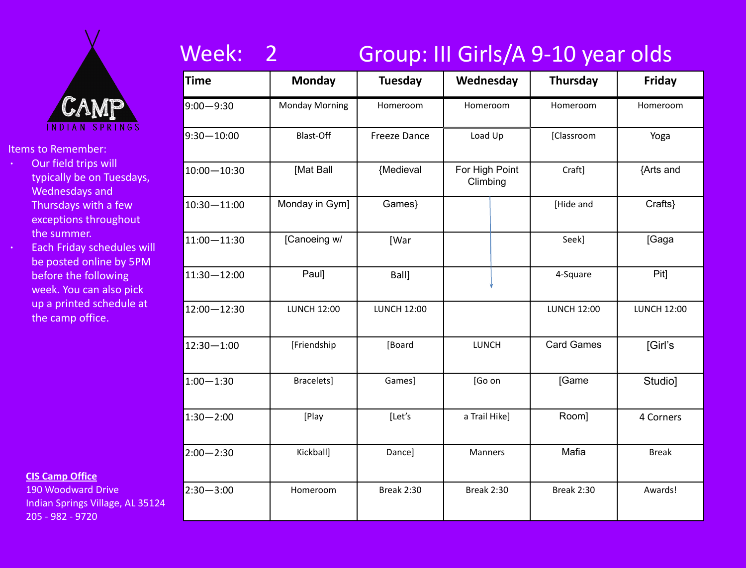CAMP

INDIAN SPRINGS

Items to Remember:

- Our field trips will typically be on Tuesdays, Wednesdays and Thursdays with a few exceptions throughout the summer.
- Each Friday schedules will be posted online by 5PM before the following week. You can also pick up a printed schedule at the camp office.

**CIS Camp Office**
190 Woodward Drive
Indian Springs Village, AL 35124
205 - 982 - 9720

# Week: 2 Group: III Girls/A 9-10 year olds

| Time | Monday | Tuesday | Wednesday | Thursday | Friday |
|---|---|---|---|---|---|
| 9:00—9:30 | Monday Morning | Homeroom | Homeroom | Homeroom | Homeroom |
| 9:30—10:00 | Blast-Off | Freeze Dance | Load Up | [Classroom | Yoga |
| 10:00—10:30 | [Mat Ball | {Medieval | For High Point Climbing | Craft] | {Arts and |
| 10:30—11:00 | Monday in Gym] | Games} | | [Hide and | Crafts} |
| 11:00—11:30 | [Canoeing w/ | [War | | Seek] | [Gaga |
| 11:30—12:00 | Paul] | Ball] | | 4-Square | Pit] |
| 12:00—12:30 | LUNCH 12:00 | LUNCH 12:00 | | LUNCH 12:00 | LUNCH 12:00 |
| 12:30—1:00 | [Friendship | [Board | LUNCH | Card Games | [Girl's |
| 1:00—1:30 | Bracelets] | Games] | [Go on | [Game | Studio] |
| 1:30—2:00 | [Play | [Let's | a Trail Hike] | Room] | 4 Corners |
| 2:00—2:30 | Kickball] | Dance] | Manners | Mafia | Break |
| 2:30—3:00 | Homeroom | Break 2:30 | Break 2:30 | Break 2:30 | Awards! |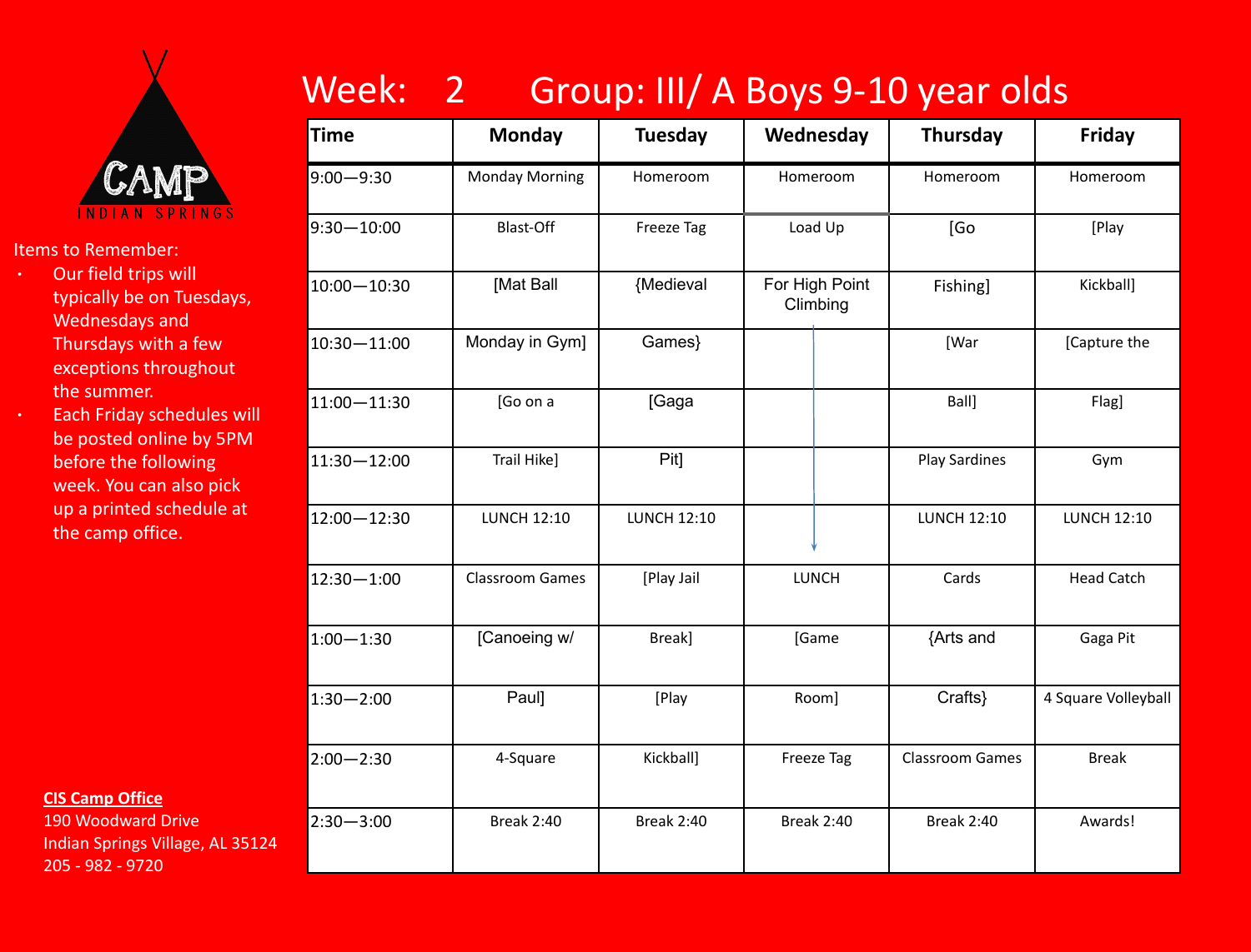CAMP

INDIAN SPRINGS

Items to Remember:

- Our field trips will typically be on Tuesdays, Wednesdays and Thursdays with a few exceptions throughout the summer.
- Each Friday schedules will be posted online by 5PM before the following week. You can also pick up a printed schedule at the camp office.

**CIS Camp Office**
190 Woodward Drive
Indian Springs Village, AL 35124
205 - 982 - 9720

# Week: 2 Group: III/ A Boys 9-10 year olds

| Time | Monday | Tuesday | Wednesday | Thursday | Friday |
| --- | --- | --- | --- | --- | --- |
| 9:00—9:30 | Monday Morning | Homeroom | Homeroom | Homeroom | Homeroom |
| 9:30—10:00 | Blast-Off | Freeze Tag | Load Up | [Go | [Play |
| 10:00—10:30 | [Mat Ball | {Medieval | For High Point Climbing | Fishing] | Kickball] |
| 10:30—11:00 | Monday in Gym] | Games} | | [War | [Capture the |
| 11:00—11:30 | [Go on a | [Gaga | | Ball] | Flag] |
| 11:30—12:00 | Trail Hike] | Pit] | | Play Sardines | Gym |
| 12:00—12:30 | LUNCH 12:10 | LUNCH 12:10 | | LUNCH 12:10 | LUNCH 12:10 |
| 12:30—1:00 | Classroom Games | [Play Jail | LUNCH | Cards | Head Catch |
| 1:00—1:30 | [Canoeing w/ | Break] | [Game | {Arts and | Gaga Pit |
| 1:30—2:00 | Paul] | [Play | Room] | Crafts} | 4 Square Volleyball |
| 2:00—2:30 | 4-Square | Kickball] | Freeze Tag | Classroom Games | Break |
| 2:30—3:00 | Break 2:40 | Break 2:40 | Break 2:40 | Break 2:40 | Awards! |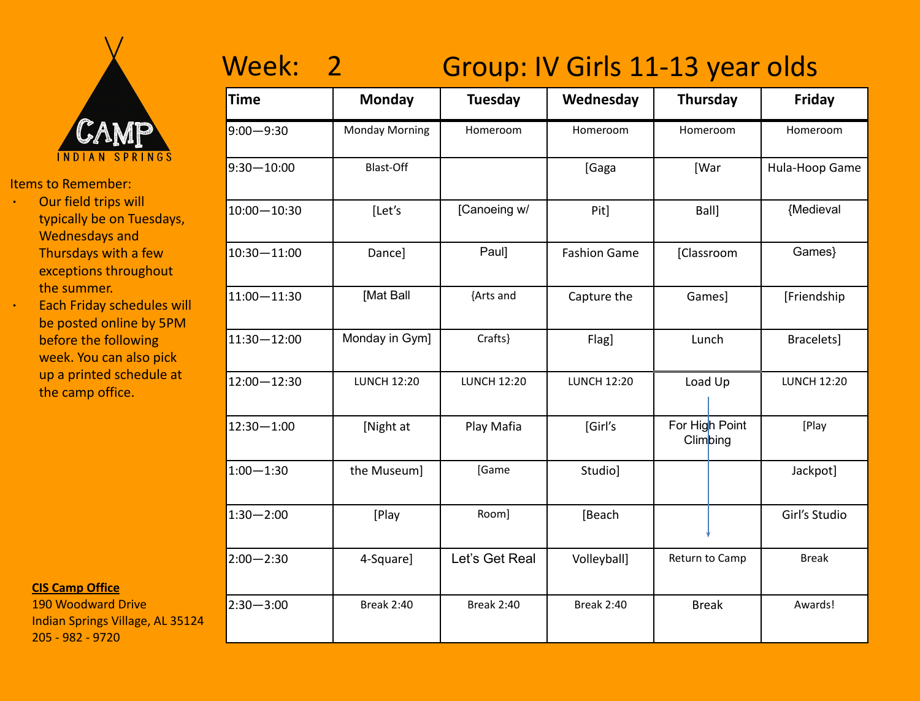CAMP INDIAN SPRINGS

Items to Remember:

- Our field trips will typically be on Tuesdays, Wednesdays and Thursdays with a few exceptions throughout the summer.
- Each Friday schedules will be posted online by 5PM before the following week. You can also pick up a printed schedule at the camp office.

**CIS Camp Office**
190 Woodward Drive
Indian Springs Village, AL 35124
205 - 982 - 9720

# Week: 2 Group: IV Girls 11-13 year olds

| Time | Monday | Tuesday | Wednesday | Thursday | Friday |
|---|---|---|---|---|---|
| 9:00—9:30 | Monday Morning | Homeroom | Homeroom | Homeroom | Homeroom |
| 9:30—10:00 | Blast-Off | | [Gaga | [War | Hula-Hoop Game |
| 10:00—10:30 | [Let's | [Canoeing w/ | Pit] | Ball] | {Medieval |
| 10:30—11:00 | Dance] | Paul] | Fashion Game | [Classroom | Games} |
| 11:00—11:30 | [Mat Ball | {Arts and | Capture the | Games] | [Friendship |
| 11:30—12:00 | Monday in Gym] | Crafts} | Flag] | Lunch | Bracelets] |
| 12:00—12:30 | LUNCH 12:20 | LUNCH 12:20 | LUNCH 12:20 | Load Up | LUNCH 12:20 |
| 12:30—1:00 | [Night at | Play Mafia | [Girl's | For High Point Climbing | [Play |
| 1:00—1:30 | the Museum] | [Game | Studio] | | Jackpot] |
| 1:30—2:00 | [Play | Room] | [Beach | | Girl's Studio |
| 2:00—2:30 | 4-Square] | Let's Get Real | Volleyball] | Return to Camp | Break |
| 2:30—3:00 | Break 2:40 | Break 2:40 | Break 2:40 | Break | Awards! |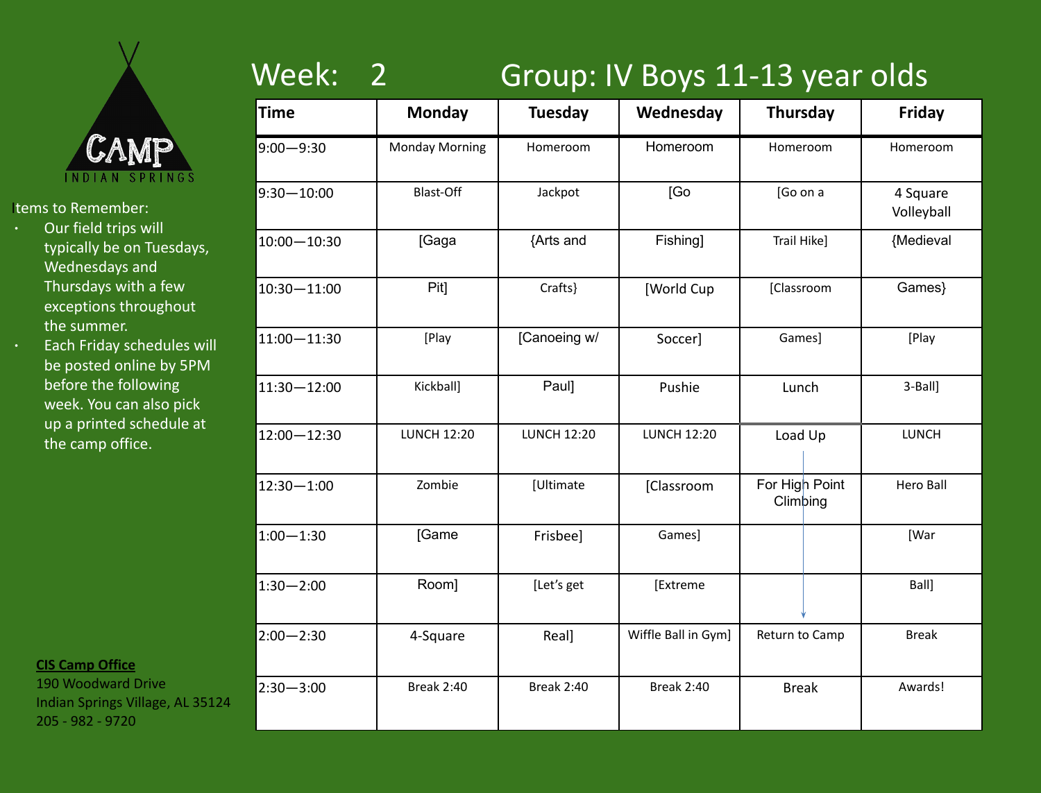CAMP

INDIAN SPRINGS

Items to Remember:

- Our field trips will typically be on Tuesdays, Wednesdays and Thursdays with a few exceptions throughout the summer.
- Each Friday schedules will be posted online by 5PM before the following week. You can also pick up a printed schedule at the camp office.

**CIS Camp Office**
190 Woodward Drive
Indian Springs Village, AL 35124
205 - 982 - 9720

# Week: 2 Group: IV Boys 11-13 year olds

| Time | Monday | Tuesday | Wednesday | Thursday | Friday |
|---|---|---|---|---|---|
| 9:00—9:30 | Monday Morning | Homeroom | Homeroom | Homeroom | Homeroom |
| 9:30—10:00 | Blast-Off | Jackpot | [Go | [Go on a | 4 Square Volleyball |
| 10:00—10:30 | [Gaga | {Arts and | Fishing] | Trail Hike] | {Medieval |
| 10:30—11:00 | Pit] | Crafts} | [World Cup | [Classroom | Games} |
| 11:00—11:30 | [Play | [Canoeing w/ | Soccer] | Games] | [Play |
| 11:30—12:00 | Kickball] | Paul] | Pushie | Lunch | 3-Ball] |
| 12:00—12:30 | LUNCH 12:20 | LUNCH 12:20 | LUNCH 12:20 | Load Up | LUNCH |
| 12:30—1:00 | Zombie | [Ultimate | [Classroom | For High Point Climbing | Hero Ball |
| 1:00—1:30 | [Game | Frisbee] | Games] | | [War |
| 1:30—2:00 | Room] | [Let's get | [Extreme | | Ball] |
| 2:00—2:30 | 4-Square | Real] | Wiffle Ball in Gym] | Return to Camp | Break |
| 2:30—3:00 | Break 2:40 | Break 2:40 | Break 2:40 | Break | Awards! |